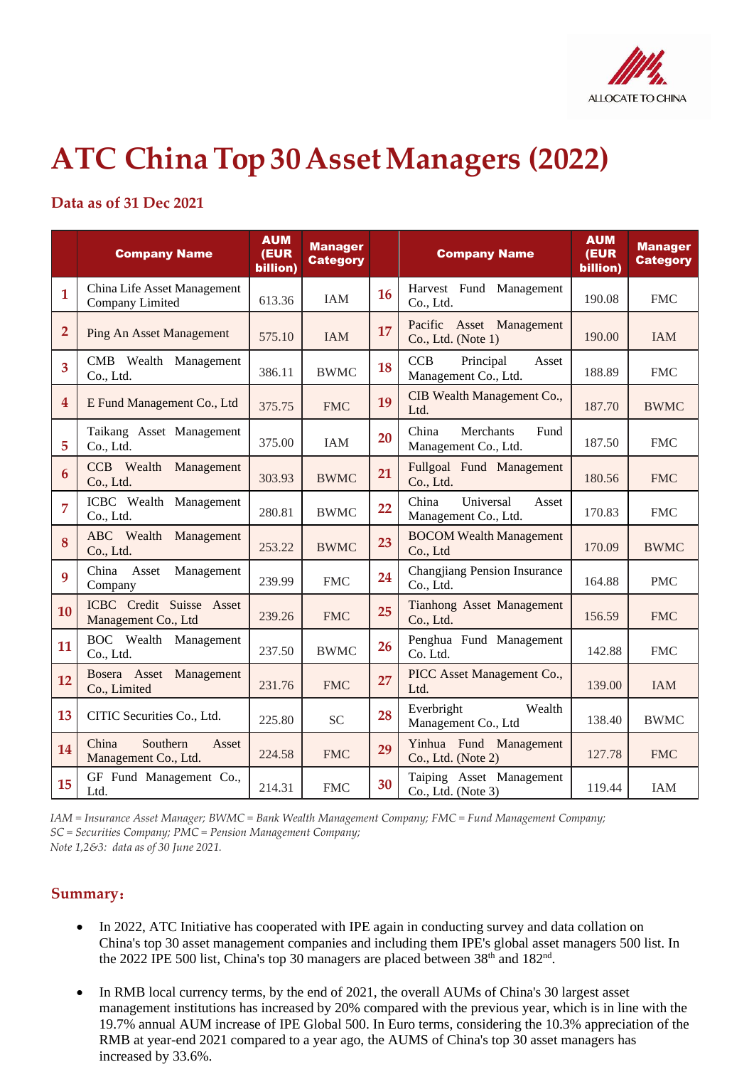# ATC China Top 30 Asset Managers (2022)

### Data as of 31 Dec 2021

|  | Company Name | AUM (EUR billion) | Manager Category |  | Company Name | AUM (EUR billion) | Manager Category |
|---|---|---|---|---|---|---|---|
| 1 | China Life Asset Management Company Limited | 613.36 | IAM | 16 | Harvest Fund Management Co., Ltd. | 190.08 | FMC |
| 2 | Ping An Asset Management | 575.10 | IAM | 17 | Pacific Asset Management Co., Ltd. (Note 1) | 190.00 | IAM |
| 3 | CMB Wealth Management Co., Ltd. | 386.11 | BWMC | 18 | CCB Principal Asset Management Co., Ltd. | 188.89 | FMC |
| 4 | E Fund Management Co., Ltd | 375.75 | FMC | 19 | CIB Wealth Management Co., Ltd. | 187.70 | BWMC |
| 5 | Taikang Asset Management Co., Ltd. | 375.00 | IAM | 20 | China Merchants Fund Management Co., Ltd. | 187.50 | FMC |
| 6 | CCB Wealth Management Co., Ltd. | 303.93 | BWMC | 21 | Fullgoal Fund Management Co., Ltd. | 180.56 | FMC |
| 7 | ICBC Wealth Management Co., Ltd. | 280.81 | BWMC | 22 | China Universal Asset Management Co., Ltd. | 170.83 | FMC |
| 8 | ABC Wealth Management Co., Ltd. | 253.22 | BWMC | 23 | BOCOM Wealth Management Co., Ltd | 170.09 | BWMC |
| 9 | China Asset Management Company | 239.99 | FMC | 24 | Changjiang Pension Insurance Co., Ltd. | 164.88 | PMC |
| 10 | ICBC Credit Suisse Asset Management Co., Ltd | 239.26 | FMC | 25 | Tianhong Asset Management Co., Ltd. | 156.59 | FMC |
| 11 | BOC Wealth Management Co., Ltd. | 237.50 | BWMC | 26 | Penghua Fund Management Co. Ltd. | 142.88 | FMC |
| 12 | Bosera Asset Management Co., Limited | 231.76 | FMC | 27 | PICC Asset Management Co., Ltd. | 139.00 | IAM |
| 13 | CITIC Securities Co., Ltd. | 225.80 | SC | 28 | Everbright Wealth Management Co., Ltd | 138.40 | BWMC |
| 14 | China Southern Asset Management Co., Ltd. | 224.58 | FMC | 29 | Yinhua Fund Management Co., Ltd. (Note 2) | 127.78 | FMC |
| 15 | GF Fund Management Co., Ltd. | 214.31 | FMC | 30 | Taiping Asset Management Co., Ltd. (Note 3) | 119.44 | IAM |

*IAM = Insurance Asset Manager; BWMC = Bank Wealth Management Company; FMC = Fund Management Company;*
*SC = Securities Company; PMC = Pension Management Company;*
*Note 1,2&3: data as of 30 June 2021.*

## Summary：

- In 2022, ATC Initiative has cooperated with IPE again in conducting survey and data collation on China's top 30 asset management companies and including them IPE's global asset managers 500 list. In the 2022 IPE 500 list, China's top 30 managers are placed between 38th and 182nd.
- In RMB local currency terms, by the end of 2021, the overall AUMs of China's 30 largest asset management institutions has increased by 20% compared with the previous year, which is in line with the 19.7% annual AUM increase of IPE Global 500. In Euro terms, considering the 10.3% appreciation of the RMB at year-end 2021 compared to a year ago, the AUMS of China's top 30 asset managers has increased by 33.6%.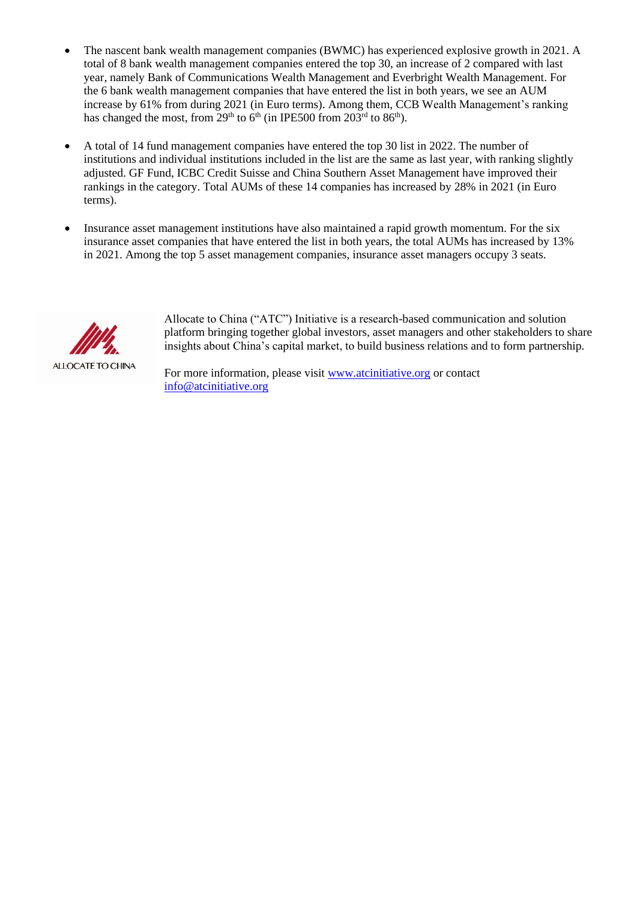- The nascent bank wealth management companies (BWMC) has experienced explosive growth in 2021. A total of 8 bank wealth management companies entered the top 30, an increase of 2 compared with last year, namely Bank of Communications Wealth Management and Everbright Wealth Management. For the 6 bank wealth management companies that have entered the list in both years, we see an AUM increase by 61% from during 2021 (in Euro terms). Among them, CCB Wealth Management's ranking has changed the most, from 29th to 6th (in IPE500 from 203rd to 86th).

- A total of 14 fund management companies have entered the top 30 list in 2022. The number of institutions and individual institutions included in the list are the same as last year, with ranking slightly adjusted. GF Fund, ICBC Credit Suisse and China Southern Asset Management have improved their rankings in the category. Total AUMs of these 14 companies has increased by 28% in 2021 (in Euro terms).

- Insurance asset management institutions have also maintained a rapid growth momentum. For the six insurance asset companies that have entered the list in both years, the total AUMs has increased by 13% in 2021. Among the top 5 asset management companies, insurance asset managers occupy 3 seats.

ALLOCATE TO CHINA

Allocate to China ("ATC") Initiative is a research-based communication and solution platform bringing together global investors, asset managers and other stakeholders to share insights about China's capital market, to build business relations and to form partnership.

For more information, please visit www.atcinitiative.org or contact info@atcinitiative.org